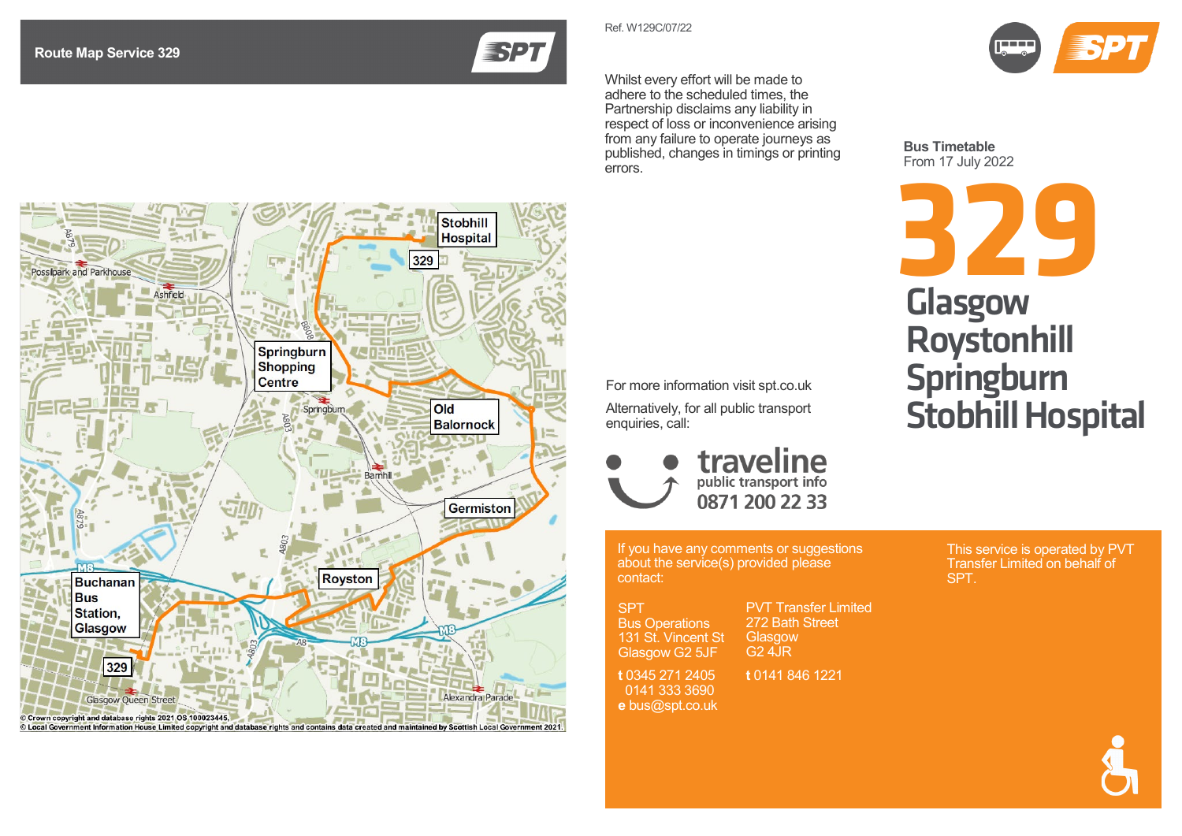## Route Map Service 329

Ref. W129C/07/22

Whilst every effort will be made to adhere to the scheduled times, the Partnership disclaims any liability in respect of loss or inconvenience arising from any failure to operate journeys as published, changes in timings or printing errors.

For more information visit spt.co.uk

Alternatively, for all public transport enquiries, call:

**traveline** public transport info **0871 200 22 33**

If you have any comments or suggestions about the service(s) provided please contact:

SPT
Bus Operations
131 St. Vincent St
Glasgow G2 5JF

**t** 0345 271 2405
0141 333 3690
**e** bus@spt.co.uk

PVT Transfer Limited
272 Bath Street
Glasgow
G2 4JR

**t** 0141 846 1221

This service is operated by PVT Transfer Limited on behalf of SPT.

**Bus Timetable**
From 17 July 2022

# 329

# Glasgow Roystonhill Springburn Stobhill Hospital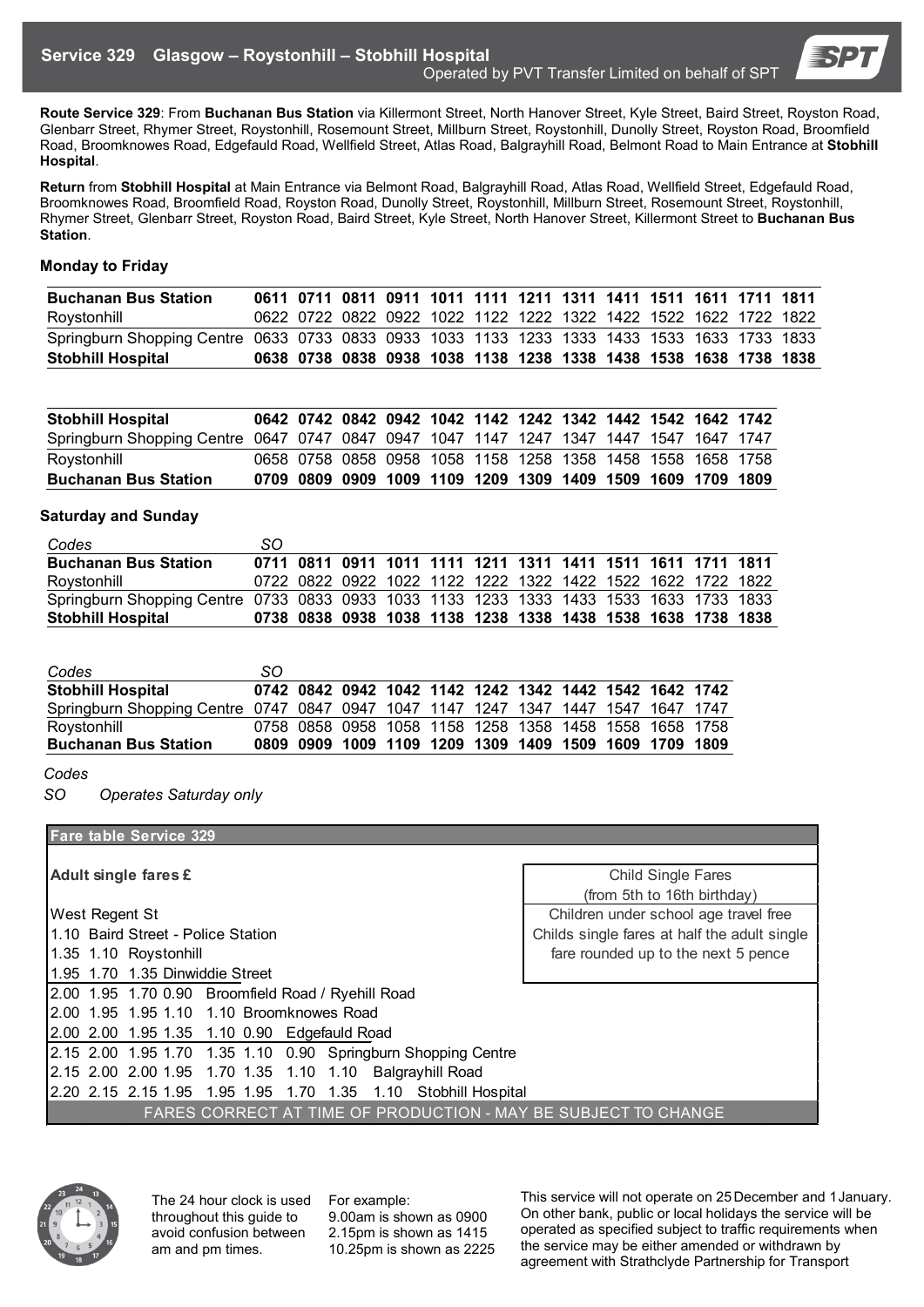## Service 329 Glasgow – Roystonhill – Stobhill Hospital

Operated by PVT Transfer Limited on behalf of SPT

**Route Service 329**: From **Buchanan Bus Station** via Killermont Street, North Hanover Street, Kyle Street, Baird Street, Royston Road, Glenbarr Street, Rhymer Street, Roystonhill, Rosemount Street, Millburn Street, Roystonhill, Dunolly Street, Royston Road, Broomfield Road, Broomknowes Road, Edgefauld Road, Wellfield Street, Atlas Road, Balgrayhill Road, Belmont Road to Main Entrance at **Stobhill Hospital**.

**Return** from **Stobhill Hospital** at Main Entrance via Belmont Road, Balgrayhill Road, Atlas Road, Wellfield Street, Edgefauld Road, Broomknowes Road, Broomfield Road, Royston Road, Dunolly Street, Roystonhill, Millburn Street, Rosemount Street, Roystonhill, Rhymer Street, Glenbarr Street, Royston Road, Baird Street, Kyle Street, North Hanover Street, Killermont Street to **Buchanan Bus Station**.

### Monday to Friday

| | | | | | | | | | | | | | |
|---|---|---|---|---|---|---|---|---|---|---|---|---|---|
| **Buchanan Bus Station** | **0611** | **0711** | **0811** | **0911** | **1011** | **1111** | **1211** | **1311** | **1411** | **1511** | **1611** | **1711** | **1811** |
| Roystonhill | 0622 | 0722 | 0822 | 0922 | 1022 | 1122 | 1222 | 1322 | 1422 | 1522 | 1622 | 1722 | 1822 |
| Springburn Shopping Centre | 0633 | 0733 | 0833 | 0933 | 1033 | 1133 | 1233 | 1333 | 1433 | 1533 | 1633 | 1733 | 1833 |
| **Stobhill Hospital** | **0638** | **0738** | **0838** | **0938** | **1038** | **1138** | **1238** | **1338** | **1438** | **1538** | **1638** | **1738** | **1838** |

| | | | | | | | | | | | | |
|---|---|---|---|---|---|---|---|---|---|---|---|---|
| **Stobhill Hospital** | **0642** | **0742** | **0842** | **0942** | **1042** | **1142** | **1242** | **1342** | **1442** | **1542** | **1642** | **1742** |
| Springburn Shopping Centre | 0647 | 0747 | 0847 | 0947 | 1047 | 1147 | 1247 | 1347 | 1447 | 1547 | 1647 | 1747 |
| Roystonhill | 0658 | 0758 | 0858 | 0958 | 1058 | 1158 | 1258 | 1358 | 1458 | 1558 | 1658 | 1758 |
| **Buchanan Bus Station** | **0709** | **0809** | **0909** | **1009** | **1109** | **1209** | **1309** | **1409** | **1509** | **1609** | **1709** | **1809** |

### Saturday and Sunday

| *Codes* | *SO* | | | | | | | | | | | |
|---|---|---|---|---|---|---|---|---|---|---|---|---|
| **Buchanan Bus Station** | **0711** | **0811** | **0911** | **1011** | **1111** | **1211** | **1311** | **1411** | **1511** | **1611** | **1711** | **1811** |
| Roystonhill | 0722 | 0822 | 0922 | 1022 | 1122 | 1222 | 1322 | 1422 | 1522 | 1622 | 1722 | 1822 |
| Springburn Shopping Centre | 0733 | 0833 | 0933 | 1033 | 1133 | 1233 | 1333 | 1433 | 1533 | 1633 | 1733 | 1833 |
| **Stobhill Hospital** | **0738** | **0838** | **0938** | **1038** | **1138** | **1238** | **1338** | **1438** | **1538** | **1638** | **1738** | **1838** |

| *Codes* | *SO* | | | | | | | | | | |
|---|---|---|---|---|---|---|---|---|---|---|---|
| **Stobhill Hospital** | **0742** | **0842** | **0942** | **1042** | **1142** | **1242** | **1342** | **1442** | **1542** | **1642** | **1742** |
| Springburn Shopping Centre | 0747 | 0847 | 0947 | 1047 | 1147 | 1247 | 1347 | 1447 | 1547 | 1647 | 1747 |
| Roystonhill | 0758 | 0858 | 0958 | 1058 | 1158 | 1258 | 1358 | 1458 | 1558 | 1658 | 1758 |
| **Buchanan Bus Station** | **0809** | **0909** | **1009** | **1109** | **1209** | **1309** | **1409** | **1509** | **1609** | **1709** | **1809** |

*Codes*

*SO Operates Saturday only*

### Fare table Service 329

**Adult single fares £**

West Regent St
1.10 Baird Street - Police Station
1.35 1.10 Roystonhill
1.95 1.70 1.35 Dinwiddie Street
2.00 1.95 1.70 0.90 Broomfield Road / Ryehill Road
2.00 1.95 1.95 1.10 1.10 Broomknowes Road
2.00 2.00 1.95 1.35 1.10 0.90 Edgefauld Road
2.15 2.00 1.95 1.70 1.35 1.10 0.90 Springburn Shopping Centre
2.15 2.00 2.00 1.95 1.70 1.35 1.10 1.10 Balgrayhill Road
2.20 2.15 2.15 1.95 1.95 1.95 1.70 1.35 1.10 Stobhill Hospital

Child Single Fares
(from 5th to 16th birthday)
Children under school age travel free
Childs single fares at half the adult single fare rounded up to the next 5 pence

FARES CORRECT AT TIME OF PRODUCTION - MAY BE SUBJECT TO CHANGE

The 24 hour clock is used throughout this guide to avoid confusion between am and pm times.

For example:
9.00am is shown as 0900
2.15pm is shown as 1415
10.25pm is shown as 2225

This service will not operate on 25 December and 1 January. On other bank, public or local holidays the service will be operated as specified subject to traffic requirements when the service may be either amended or withdrawn by agreement with Strathclyde Partnership for Transport